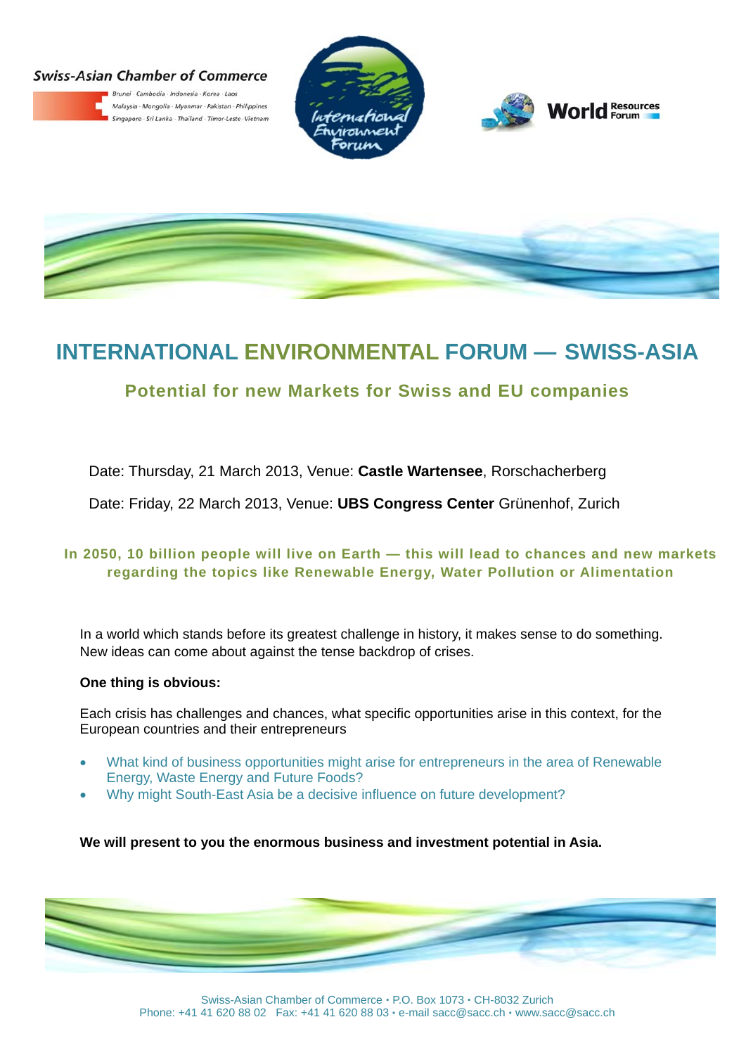Swiss-Asian Chamber of Commerce

Brunei · Cambodia · Indonesia · Korea · Laos
Malaysia · Mongolia · Myanmar · Pakistan · Philippines
Singapore · Sri Lanka · Thailand · Timor-Leste · Vietnam

International Environment Forum

World Resources Forum

# INTERNATIONAL ENVIRONMENTAL FORUM — SWISS-ASIA

## Potential for new Markets for Swiss and EU companies

Date: Thursday, 21 March 2013, Venue: **Castle Wartensee**, Rorschacherberg

Date: Friday, 22 March 2013, Venue: **UBS Congress Center** Grünenhof, Zurich

**In 2050, 10 billion people will live on Earth — this will lead to chances and new markets regarding the topics like Renewable Energy, Water Pollution or Alimentation**

In a world which stands before its greatest challenge in history, it makes sense to do something. New ideas can come about against the tense backdrop of crises.

**One thing is obvious:**

Each crisis has challenges and chances, what specific opportunities arise in this context, for the European countries and their entrepreneurs

- What kind of business opportunities might arise for entrepreneurs in the area of Renewable Energy, Waste Energy and Future Foods?
- Why might South-East Asia be a decisive influence on future development?

**We will present to you the enormous business and investment potential in Asia.**

Swiss-Asian Chamber of Commerce • P.O. Box 1073 • CH-8032 Zurich
Phone: +41 41 620 88 02 Fax: +41 41 620 88 03 • e-mail sacc@sacc.ch • www.sacc@sacc.ch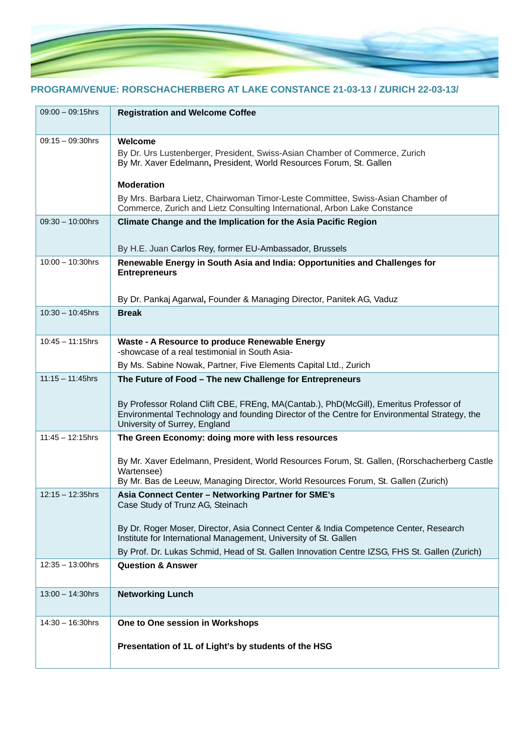**PROGRAM/VENUE: RORSCHACHERBERG AT LAKE CONSTANCE 21-03-13 / ZURICH 22-03-13/**

| Time | Program |
|---|---|
| 09:00 – 09:15hrs | **Registration and Welcome Coffee** |
| 09:15 – 09:30hrs | **Welcome**<br>By Dr. Urs Lustenberger, President, Swiss-Asian Chamber of Commerce, Zurich<br>By Mr. Xaver Edelmann**,** President, World Resources Forum, St. Gallen<br><br>**Moderation**<br>By Mrs. Barbara Lietz, Chairwoman Timor-Leste Committee, Swiss-Asian Chamber of Commerce, Zurich and Lietz Consulting International, Arbon Lake Constance |
| 09:30 – 10:00hrs | **Climate Change and the Implication for the Asia Pacific Region**<br><br>By H.E. Juan Carlos Rey, former EU-Ambassador, Brussels |
| 10:00 – 10:30hrs | **Renewable Energy in South Asia and India: Opportunities and Challenges for Entrepreneurs**<br><br>By Dr. Pankaj Agarwal**,** Founder & Managing Director, Panitek AG, Vaduz |
| 10:30 – 10:45hrs | **Break** |
| 10:45 – 11:15hrs | **Waste - A Resource to produce Renewable Energy**<br>-showcase of a real testimonial in South Asia-<br>By Ms. Sabine Nowak, Partner, Five Elements Capital Ltd., Zurich |
| 11:15 – 11:45hrs | **The Future of Food – The new Challenge for Entrepreneurs**<br><br>By Professor Roland Clift CBE, FREng, MA(Cantab.), PhD(McGill), Emeritus Professor of Environmental Technology and founding Director of the Centre for Environmental Strategy, the University of Surrey, England |
| 11:45 – 12:15hrs | **The Green Economy: doing more with less resources**<br><br>By Mr. Xaver Edelmann, President, World Resources Forum, St. Gallen, (Rorschacherberg Castle Wartensee)<br>By Mr. Bas de Leeuw, Managing Director, World Resources Forum, St. Gallen (Zurich) |
| 12:15 – 12:35hrs | **Asia Connect Center – Networking Partner for SME's**<br>Case Study of Trunz AG, Steinach<br><br>By Dr. Roger Moser, Director, Asia Connect Center & India Competence Center, Research Institute for International Management, University of St. Gallen<br>By Prof. Dr. Lukas Schmid, Head of St. Gallen Innovation Centre IZSG, FHS St. Gallen (Zurich) |
| 12:35 – 13:00hrs | **Question & Answer** |
| 13:00 – 14:30hrs | **Networking Lunch** |
| 14:30 – 16:30hrs | **One to One session in Workshops**<br><br>**Presentation of 1L of Light's by students of the HSG** |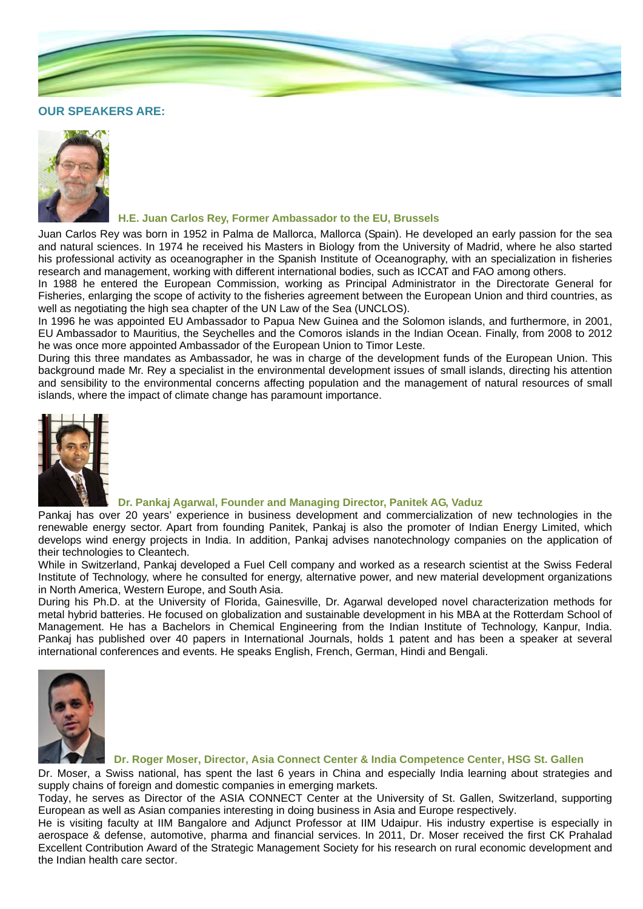## OUR SPEAKERS ARE:

### H.E. Juan Carlos Rey, Former Ambassador to the EU, Brussels

Juan Carlos Rey was born in 1952 in Palma de Mallorca, Mallorca (Spain). He developed an early passion for the sea and natural sciences. In 1974 he received his Masters in Biology from the University of Madrid, where he also started his professional activity as oceanographer in the Spanish Institute of Oceanography, with an specialization in fisheries research and management, working with different international bodies, such as ICCAT and FAO among others.

In 1988 he entered the European Commission, working as Principal Administrator in the Directorate General for Fisheries, enlarging the scope of activity to the fisheries agreement between the European Union and third countries, as well as negotiating the high sea chapter of the UN Law of the Sea (UNCLOS).

In 1996 he was appointed EU Ambassador to Papua New Guinea and the Solomon islands, and furthermore, in 2001, EU Ambassador to Mauritius, the Seychelles and the Comoros islands in the Indian Ocean. Finally, from 2008 to 2012 he was once more appointed Ambassador of the European Union to Timor Leste.

During this three mandates as Ambassador, he was in charge of the development funds of the European Union. This background made Mr. Rey a specialist in the environmental development issues of small islands, directing his attention and sensibility to the environmental concerns affecting population and the management of natural resources of small islands, where the impact of climate change has paramount importance.

### Dr. Pankaj Agarwal, Founder and Managing Director, Panitek AG, Vaduz

Pankaj has over 20 years' experience in business development and commercialization of new technologies in the renewable energy sector. Apart from founding Panitek, Pankaj is also the promoter of Indian Energy Limited, which develops wind energy projects in India. In addition, Pankaj advises nanotechnology companies on the application of their technologies to Cleantech.

While in Switzerland, Pankaj developed a Fuel Cell company and worked as a research scientist at the Swiss Federal Institute of Technology, where he consulted for energy, alternative power, and new material development organizations in North America, Western Europe, and South Asia.

During his Ph.D. at the University of Florida, Gainesville, Dr. Agarwal developed novel characterization methods for metal hybrid batteries. He focused on globalization and sustainable development in his MBA at the Rotterdam School of Management. He has a Bachelors in Chemical Engineering from the Indian Institute of Technology, Kanpur, India. Pankaj has published over 40 papers in International Journals, holds 1 patent and has been a speaker at several international conferences and events. He speaks English, French, German, Hindi and Bengali.

### Dr. Roger Moser, Director, Asia Connect Center & India Competence Center, HSG St. Gallen

Dr. Moser, a Swiss national, has spent the last 6 years in China and especially India learning about strategies and supply chains of foreign and domestic companies in emerging markets.

Today, he serves as Director of the ASIA CONNECT Center at the University of St. Gallen, Switzerland, supporting European as well as Asian companies interesting in doing business in Asia and Europe respectively.

He is visiting faculty at IIM Bangalore and Adjunct Professor at IIM Udaipur. His industry expertise is especially in aerospace & defense, automotive, pharma and financial services. In 2011, Dr. Moser received the first CK Prahalad Excellent Contribution Award of the Strategic Management Society for his research on rural economic development and the Indian health care sector.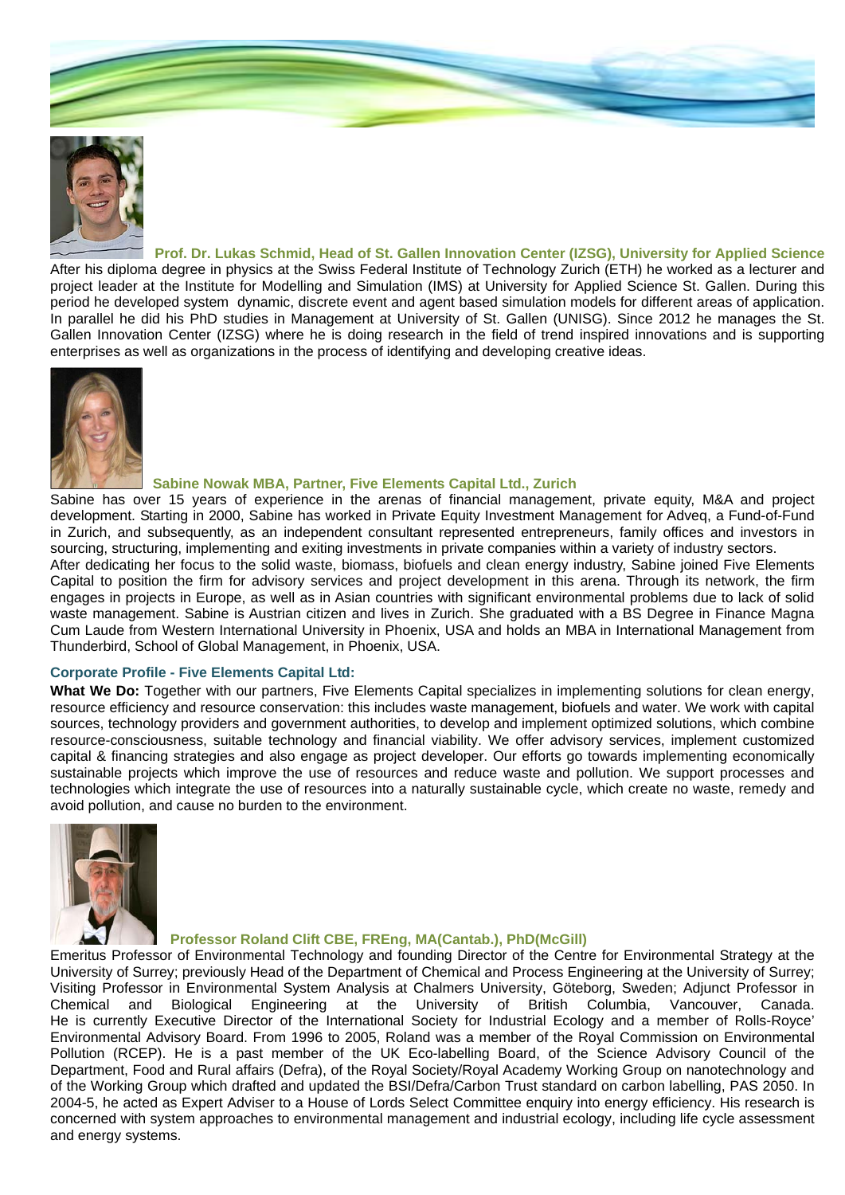### Prof. Dr. Lukas Schmid, Head of St. Gallen Innovation Center (IZSG), University for Applied Science

After his diploma degree in physics at the Swiss Federal Institute of Technology Zurich (ETH) he worked as a lecturer and project leader at the Institute for Modelling and Simulation (IMS) at University for Applied Science St. Gallen. During this period he developed system dynamic, discrete event and agent based simulation models for different areas of application. In parallel he did his PhD studies in Management at University of St. Gallen (UNISG). Since 2012 he manages the St. Gallen Innovation Center (IZSG) where he is doing research in the field of trend inspired innovations and is supporting enterprises as well as organizations in the process of identifying and developing creative ideas.

### Sabine Nowak MBA, Partner, Five Elements Capital Ltd., Zurich

Sabine has over 15 years of experience in the arenas of financial management, private equity, M&A and project development. Starting in 2000, Sabine has worked in Private Equity Investment Management for Adveq, a Fund-of-Fund in Zurich, and subsequently, as an independent consultant represented entrepreneurs, family offices and investors in sourcing, structuring, implementing and exiting investments in private companies within a variety of industry sectors.
After dedicating her focus to the solid waste, biomass, biofuels and clean energy industry, Sabine joined Five Elements Capital to position the firm for advisory services and project development in this arena. Through its network, the firm engages in projects in Europe, as well as in Asian countries with significant environmental problems due to lack of solid waste management. Sabine is Austrian citizen and lives in Zurich. She graduated with a BS Degree in Finance Magna Cum Laude from Western International University in Phoenix, USA and holds an MBA in International Management from Thunderbird, School of Global Management, in Phoenix, USA.

### Corporate Profile - Five Elements Capital Ltd:

**What We Do:** Together with our partners, Five Elements Capital specializes in implementing solutions for clean energy, resource efficiency and resource conservation: this includes waste management, biofuels and water. We work with capital sources, technology providers and government authorities, to develop and implement optimized solutions, which combine resource-consciousness, suitable technology and financial viability. We offer advisory services, implement customized capital & financing strategies and also engage as project developer. Our efforts go towards implementing economically sustainable projects which improve the use of resources and reduce waste and pollution. We support processes and technologies which integrate the use of resources into a naturally sustainable cycle, which create no waste, remedy and avoid pollution, and cause no burden to the environment.

### Professor Roland Clift CBE, FREng, MA(Cantab.), PhD(McGill)

Emeritus Professor of Environmental Technology and founding Director of the Centre for Environmental Strategy at the University of Surrey; previously Head of the Department of Chemical and Process Engineering at the University of Surrey; Visiting Professor in Environmental System Analysis at Chalmers University, Göteborg, Sweden; Adjunct Professor in Chemical and Biological Engineering at the University of British Columbia, Vancouver, Canada.
He is currently Executive Director of the International Society for Industrial Ecology and a member of Rolls-Royce' Environmental Advisory Board. From 1996 to 2005, Roland was a member of the Royal Commission on Environmental Pollution (RCEP). He is a past member of the UK Eco-labelling Board, of the Science Advisory Council of the Department, Food and Rural affairs (Defra), of the Royal Society/Royal Academy Working Group on nanotechnology and of the Working Group which drafted and updated the BSI/Defra/Carbon Trust standard on carbon labelling, PAS 2050. In 2004-5, he acted as Expert Adviser to a House of Lords Select Committee enquiry into energy efficiency. His research is concerned with system approaches to environmental management and industrial ecology, including life cycle assessment and energy systems.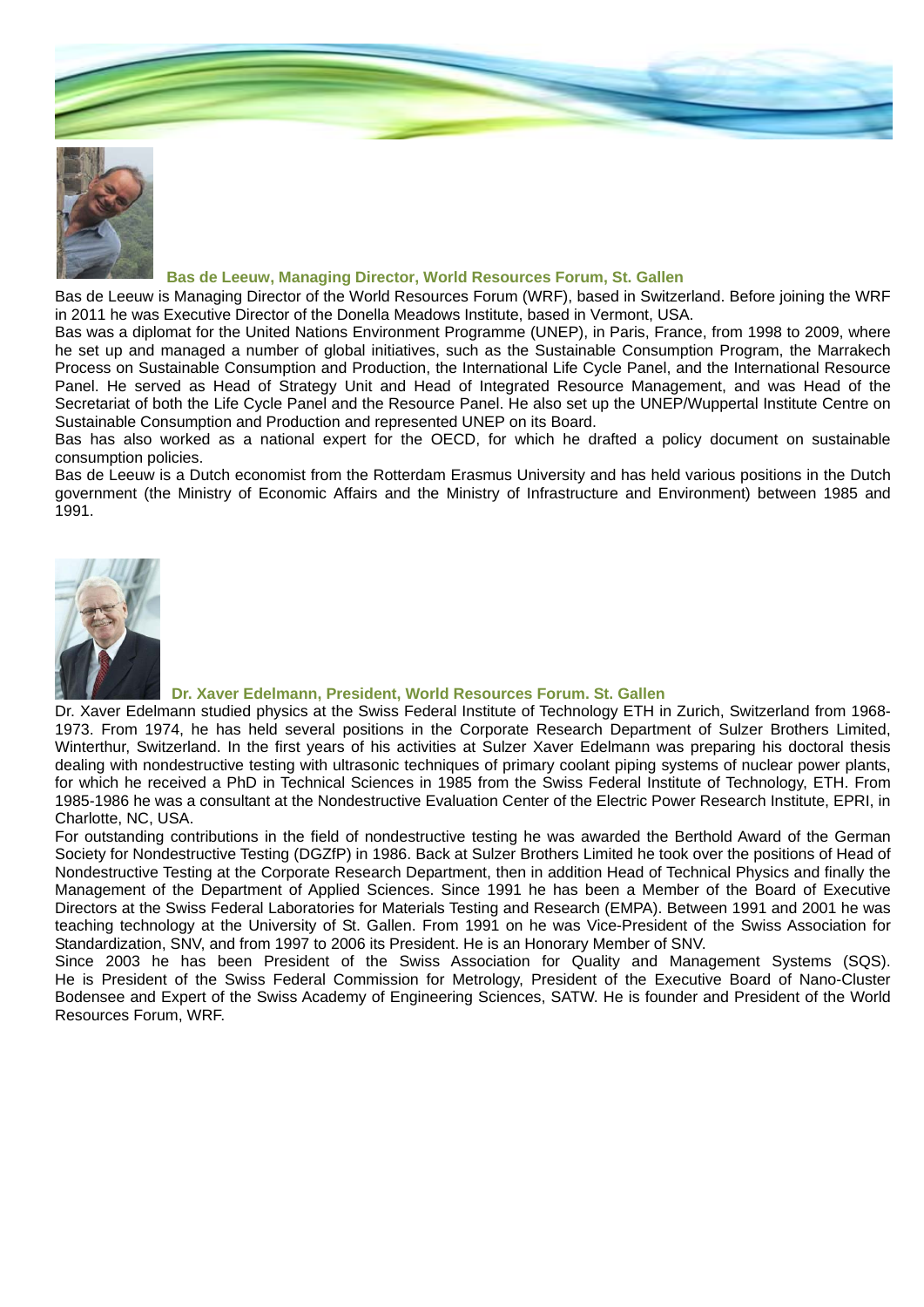### Bas de Leeuw, Managing Director, World Resources Forum, St. Gallen

Bas de Leeuw is Managing Director of the World Resources Forum (WRF), based in Switzerland. Before joining the WRF in 2011 he was Executive Director of the Donella Meadows Institute, based in Vermont, USA.

Bas was a diplomat for the United Nations Environment Programme (UNEP), in Paris, France, from 1998 to 2009, where he set up and managed a number of global initiatives, such as the Sustainable Consumption Program, the Marrakech Process on Sustainable Consumption and Production, the International Life Cycle Panel, and the International Resource Panel. He served as Head of Strategy Unit and Head of Integrated Resource Management, and was Head of the Secretariat of both the Life Cycle Panel and the Resource Panel. He also set up the UNEP/Wuppertal Institute Centre on Sustainable Consumption and Production and represented UNEP on its Board.

Bas has also worked as a national expert for the OECD, for which he drafted a policy document on sustainable consumption policies.

Bas de Leeuw is a Dutch economist from the Rotterdam Erasmus University and has held various positions in the Dutch government (the Ministry of Economic Affairs and the Ministry of Infrastructure and Environment) between 1985 and 1991.

### Dr. Xaver Edelmann, President, World Resources Forum. St. Gallen

Dr. Xaver Edelmann studied physics at the Swiss Federal Institute of Technology ETH in Zurich, Switzerland from 1968-1973. From 1974, he has held several positions in the Corporate Research Department of Sulzer Brothers Limited, Winterthur, Switzerland. In the first years of his activities at Sulzer Xaver Edelmann was preparing his doctoral thesis dealing with nondestructive testing with ultrasonic techniques of primary coolant piping systems of nuclear power plants, for which he received a PhD in Technical Sciences in 1985 from the Swiss Federal Institute of Technology, ETH. From 1985-1986 he was a consultant at the Nondestructive Evaluation Center of the Electric Power Research Institute, EPRI, in Charlotte, NC, USA.

For outstanding contributions in the field of nondestructive testing he was awarded the Berthold Award of the German Society for Nondestructive Testing (DGZfP) in 1986. Back at Sulzer Brothers Limited he took over the positions of Head of Nondestructive Testing at the Corporate Research Department, then in addition Head of Technical Physics and finally the Management of the Department of Applied Sciences. Since 1991 he has been a Member of the Board of Executive Directors at the Swiss Federal Laboratories for Materials Testing and Research (EMPA). Between 1991 and 2001 he was teaching technology at the University of St. Gallen. From 1991 on he was Vice-President of the Swiss Association for Standardization, SNV, and from 1997 to 2006 its President. He is an Honorary Member of SNV.

Since 2003 he has been President of the Swiss Association for Quality and Management Systems (SQS). He is President of the Swiss Federal Commission for Metrology, President of the Executive Board of Nano-Cluster Bodensee and Expert of the Swiss Academy of Engineering Sciences, SATW. He is founder and President of the World Resources Forum, WRF.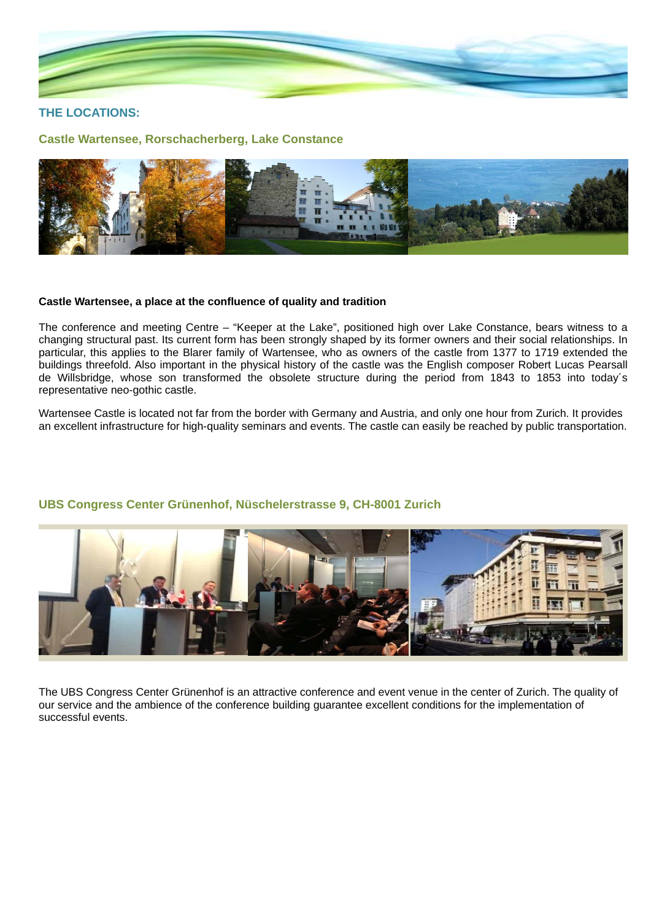## THE LOCATIONS:

### Castle Wartensee, Rorschacherberg, Lake Constance

**Castle Wartensee, a place at the confluence of quality and tradition**

The conference and meeting Centre – "Keeper at the Lake", positioned high over Lake Constance, bears witness to a changing structural past. Its current form has been strongly shaped by its former owners and their social relationships. In particular, this applies to the Blarer family of Wartensee, who as owners of the castle from 1377 to 1719 extended the buildings threefold. Also important in the physical history of the castle was the English composer Robert Lucas Pearsall de Willsbridge, whose son transformed the obsolete structure during the period from 1843 to 1853 into today´s representative neo-gothic castle.

Wartensee Castle is located not far from the border with Germany and Austria, and only one hour from Zurich. It provides an excellent infrastructure for high-quality seminars and events. The castle can easily be reached by public transportation.

### UBS Congress Center Grünenhof, Nüschelerstrasse 9, CH-8001 Zurich

The UBS Congress Center Grünenhof is an attractive conference and event venue in the center of Zurich. The quality of our service and the ambience of the conference building guarantee excellent conditions for the implementation of successful events.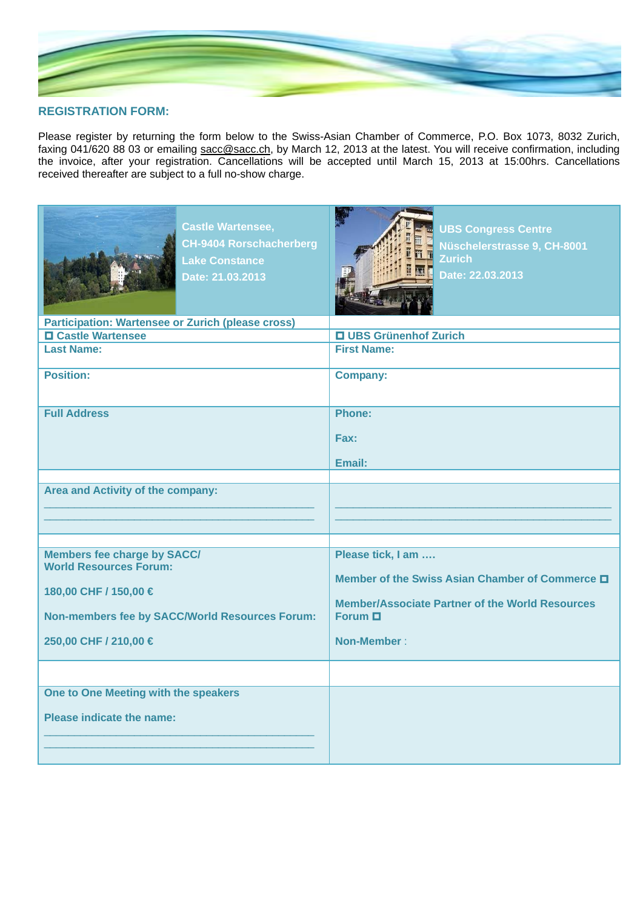## REGISTRATION FORM:

Please register by returning the form below to the Swiss-Asian Chamber of Commerce, P.O. Box 1073, 8032 Zurich, faxing 041/620 88 03 or emailing sacc@sacc.ch, by March 12, 2013 at the latest. You will receive confirmation, including the invoice, after your registration. Cancellations will be accepted until March 15, 2013 at 15:00hrs. Cancellations received thereafter are subject to a full no-show charge.

| Castle Wartensee, CH-9404 Rorschacherberg Lake Constance Date: 21.03.2013 | UBS Congress Centre Nüschelerstrasse 9, CH-8001 Zurich Date: 22.03.2013 |
|---|---|
| **Participation: Wartensee or Zurich (please cross)** | |
| ☐ Castle Wartensee | ☐ UBS Grünenhof Zurich |
| **Last Name:** | **First Name:** |
| **Position:** | **Company:** |
| **Full Address** | **Phone:**<br>**Fax:**<br>**Email:** |
| | |
| **Area and Activity of the company:**<br>\_\_\_\_\_\_\_\_\_\_\_\_\_\_\_\_\_\_\_\_\_\_\_\_\_\_\_\_\_\_\_\_\_\_\_\_\_\_\_\_<br>\_\_\_\_\_\_\_\_\_\_\_\_\_\_\_\_\_\_\_\_\_\_\_\_\_\_\_\_\_\_\_\_\_\_\_\_\_\_\_\_ | \_\_\_\_\_\_\_\_\_\_\_\_\_\_\_\_\_\_\_\_\_\_\_\_\_\_\_\_\_\_\_\_\_\_\_\_\_\_\_\_<br>\_\_\_\_\_\_\_\_\_\_\_\_\_\_\_\_\_\_\_\_\_\_\_\_\_\_\_\_\_\_\_\_\_\_\_\_\_\_\_\_ |
| | |
| **Members fee charge by SACC/ World Resources Forum:**<br>**180,00 CHF / 150,00 €**<br>**Non-members fee by SACC/World Resources Forum:**<br>**250,00 CHF / 210,00 €** | **Please tick, I am ….**<br>**Member of the Swiss Asian Chamber of Commerce** ☐<br>**Member/Associate Partner of the World Resources Forum** ☐<br>**Non-Member** : |
| | |
| **One to One Meeting with the speakers**<br>**Please indicate the name:**<br>\_\_\_\_\_\_\_\_\_\_\_\_\_\_\_\_\_\_\_\_\_\_\_\_\_\_\_\_\_\_\_\_\_\_\_\_\_\_\_\_<br>\_\_\_\_\_\_\_\_\_\_\_\_\_\_\_\_\_\_\_\_\_\_\_\_\_\_\_\_\_\_\_\_\_\_\_\_\_\_\_\_ | |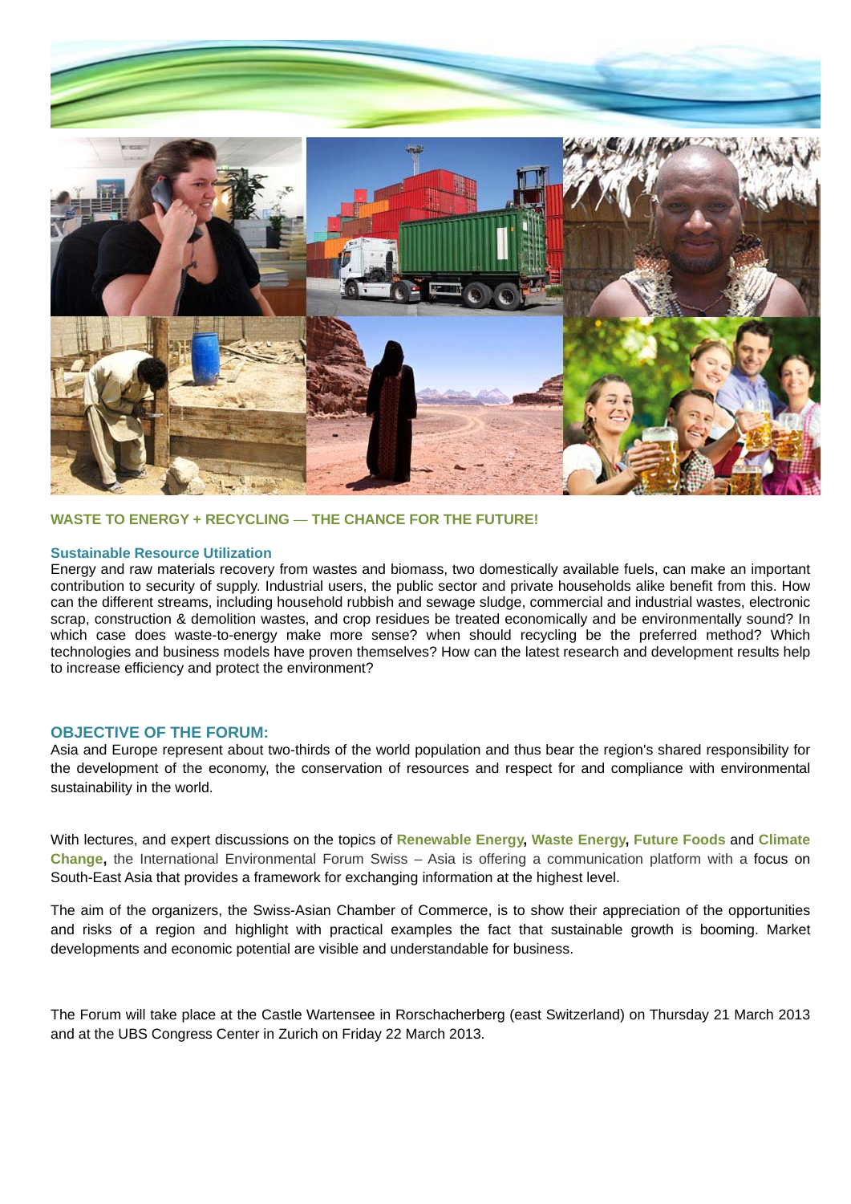## WASTE TO ENERGY + RECYCLING — THE CHANCE FOR THE FUTURE!

### Sustainable Resource Utilization

Energy and raw materials recovery from wastes and biomass, two domestically available fuels, can make an important contribution to security of supply. Industrial users, the public sector and private households alike benefit from this. How can the different streams, including household rubbish and sewage sludge, commercial and industrial wastes, electronic scrap, construction & demolition wastes, and crop residues be treated economically and be environmentally sound? In which case does waste-to-energy make more sense? when should recycling be the preferred method? Which technologies and business models have proven themselves? How can the latest research and development results help to increase efficiency and protect the environment?

### OBJECTIVE OF THE FORUM:

Asia and Europe represent about two-thirds of the world population and thus bear the region's shared responsibility for the development of the economy, the conservation of resources and respect for and compliance with environmental sustainability in the world.

With lectures, and expert discussions on the topics of **Renewable Energy**, **Waste Energy**, **Future Foods** and **Climate Change**, the International Environmental Forum Swiss – Asia is offering a communication platform with a focus on South-East Asia that provides a framework for exchanging information at the highest level.

The aim of the organizers, the Swiss-Asian Chamber of Commerce, is to show their appreciation of the opportunities and risks of a region and highlight with practical examples the fact that sustainable growth is booming. Market developments and economic potential are visible and understandable for business.

The Forum will take place at the Castle Wartensee in Rorschacherberg (east Switzerland) on Thursday 21 March 2013 and at the UBS Congress Center in Zurich on Friday 22 March 2013.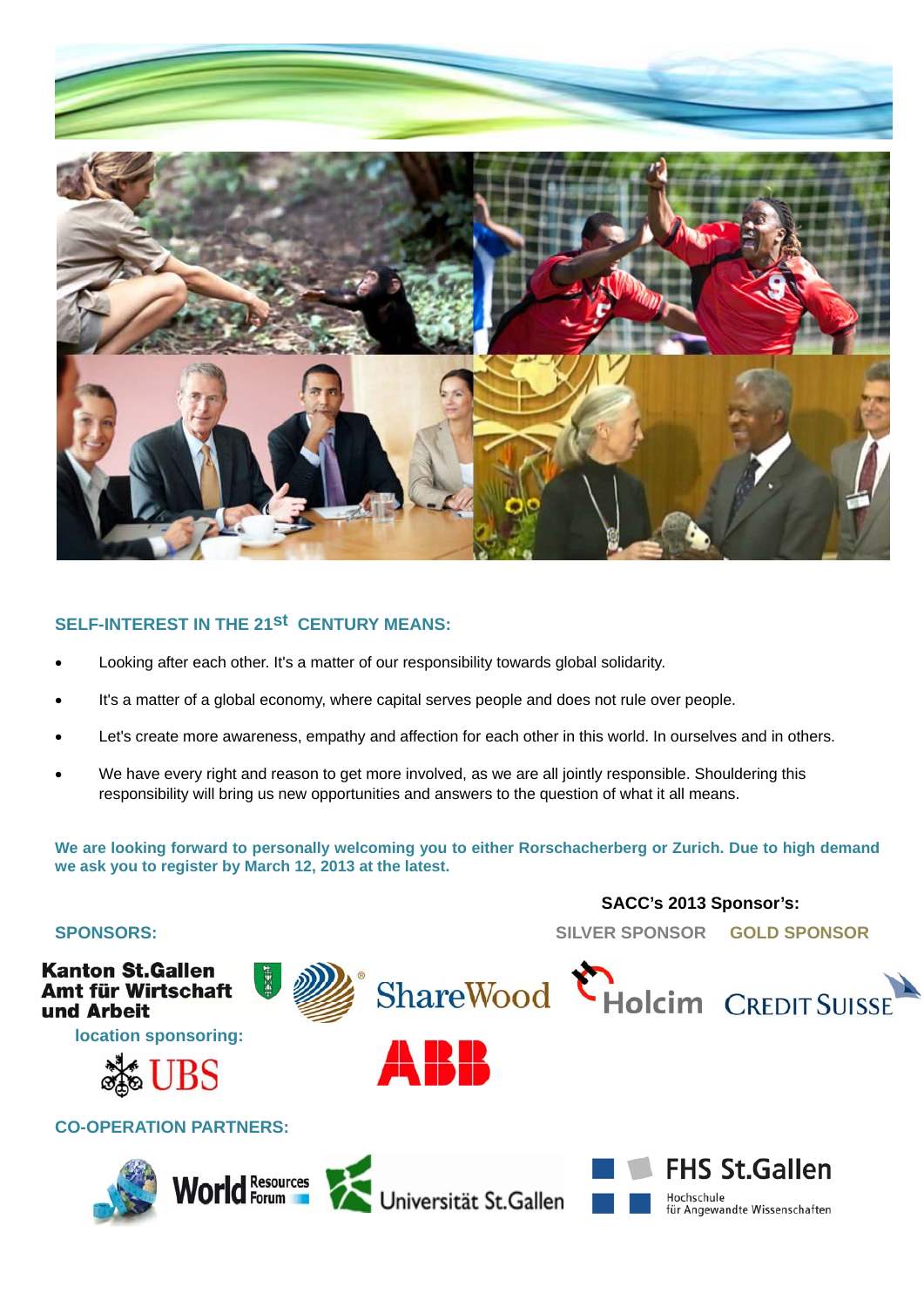## SELF-INTEREST IN THE 21st CENTURY MEANS:

- Looking after each other. It's a matter of our responsibility towards global solidarity.
- It's a matter of a global economy, where capital serves people and does not rule over people.
- Let's create more awareness, empathy and affection for each other in this world. In ourselves and in others.
- We have every right and reason to get more involved, as we are all jointly responsible. Shouldering this responsibility will bring us new opportunities and answers to the question of what it all means.

**We are looking forward to personally welcoming you to either Rorschacherberg or Zurich. Due to high demand we ask you to register by March 12, 2013 at the latest.**

**SACC's 2013 Sponsor's:**

### SPONSORS:

Kanton St.Gallen
Amt für Wirtschaft
und Arbeit

ShareWood

ABB

location sponsoring:

UBS

**SILVER SPONSOR**

Holcim

**GOLD SPONSOR**

CREDIT SUISSE

### CO-OPERATION PARTNERS:

World Resources Forum

Universität St.Gallen

FHS St.Gallen
Hochschule
für Angewandte Wissenschaften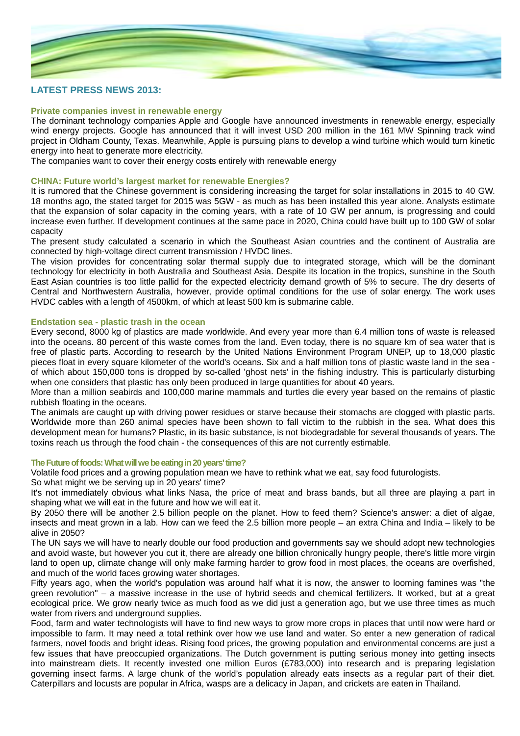## LATEST PRESS NEWS 2013:

### Private companies invest in renewable energy

The dominant technology companies Apple and Google have announced investments in renewable energy, especially wind energy projects. Google has announced that it will invest USD 200 million in the 161 MW Spinning track wind project in Oldham County, Texas. Meanwhile, Apple is pursuing plans to develop a wind turbine which would turn kinetic energy into heat to generate more electricity.

The companies want to cover their energy costs entirely with renewable energy

### CHINA: Future world's largest market for renewable Energies?

It is rumored that the Chinese government is considering increasing the target for solar installations in 2015 to 40 GW. 18 months ago, the stated target for 2015 was 5GW - as much as has been installed this year alone. Analysts estimate that the expansion of solar capacity in the coming years, with a rate of 10 GW per annum, is progressing and could increase even further. If development continues at the same pace in 2020, China could have built up to 100 GW of solar capacity

The present study calculated a scenario in which the Southeast Asian countries and the continent of Australia are connected by high-voltage direct current transmission / HVDC lines.

The vision provides for concentrating solar thermal supply due to integrated storage, which will be the dominant technology for electricity in both Australia and Southeast Asia. Despite its location in the tropics, sunshine in the South East Asian countries is too little pallid for the expected electricity demand growth of 5% to secure. The dry deserts of Central and Northwestern Australia, however, provide optimal conditions for the use of solar energy. The work uses HVDC cables with a length of 4500km, of which at least 500 km is submarine cable.

### Endstation sea - plastic trash in the ocean

Every second, 8000 kg of plastics are made worldwide. And every year more than 6.4 million tons of waste is released into the oceans. 80 percent of this waste comes from the land. Even today, there is no square km of sea water that is free of plastic parts. According to research by the United Nations Environment Program UNEP, up to 18,000 plastic pieces float in every square kilometer of the world's oceans. Six and a half million tons of plastic waste land in the sea - of which about 150,000 tons is dropped by so-called 'ghost nets' in the fishing industry. This is particularly disturbing when one considers that plastic has only been produced in large quantities for about 40 years.

More than a million seabirds and 100,000 marine mammals and turtles die every year based on the remains of plastic rubbish floating in the oceans.

The animals are caught up with driving power residues or starve because their stomachs are clogged with plastic parts. Worldwide more than 260 animal species have been shown to fall victim to the rubbish in the sea. What does this development mean for humans? Plastic, in its basic substance, is not biodegradable for several thousands of years. The toxins reach us through the food chain - the consequences of this are not currently estimable.

### The Future of foods: What will we be eating in 20 years' time?

Volatile food prices and a growing population mean we have to rethink what we eat, say food futurologists.

So what might we be serving up in 20 years' time?

It's not immediately obvious what links Nasa, the price of meat and brass bands, but all three are playing a part in shaping what we will eat in the future and how we will eat it.

By 2050 there will be another 2.5 billion people on the planet. How to feed them? Science's answer: a diet of algae, insects and meat grown in a lab. How can we feed the 2.5 billion more people – an extra China and India – likely to be alive in 2050?

The UN says we will have to nearly double our food production and governments say we should adopt new technologies and avoid waste, but however you cut it, there are already one billion chronically hungry people, there's little more virgin land to open up, climate change will only make farming harder to grow food in most places, the oceans are overfished, and much of the world faces growing water shortages.

Fifty years ago, when the world's population was around half what it is now, the answer to looming famines was "the green revolution" – a massive increase in the use of hybrid seeds and chemical fertilizers. It worked, but at a great ecological price. We grow nearly twice as much food as we did just a generation ago, but we use three times as much water from rivers and underground supplies.

Food, farm and water technologists will have to find new ways to grow more crops in places that until now were hard or impossible to farm. It may need a total rethink over how we use land and water. So enter a new generation of radical farmers, novel foods and bright ideas. Rising food prices, the growing population and environmental concerns are just a few issues that have preoccupied organizations. The Dutch government is putting serious money into getting insects into mainstream diets. It recently invested one million Euros (£783,000) into research and is preparing legislation governing insect farms. A large chunk of the world's population already eats insects as a regular part of their diet. Caterpillars and locusts are popular in Africa, wasps are a delicacy in Japan, and crickets are eaten in Thailand.